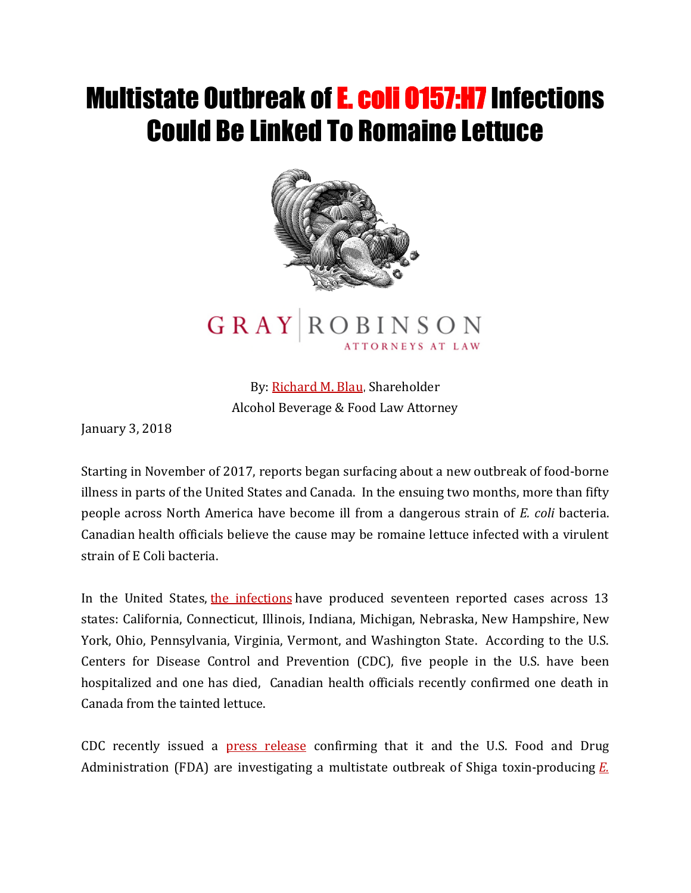# Multistate Outbreak of E. coli O157:H7 Infections Could Be Linked To Romaine Lettuce

GRAY | ROBINSON
ATTORNEYS AT LAW

By: Richard M. Blau, Shareholder
Alcohol Beverage & Food Law Attorney

January 3, 2018

Starting in November of 2017, reports began surfacing about a new outbreak of food-borne illness in parts of the United States and Canada. In the ensuing two months, more than fifty people across North America have become ill from a dangerous strain of *E. coli* bacteria. Canadian health officials believe the cause may be romaine lettuce infected with a virulent strain of E Coli bacteria.

In the United States, the infections have produced seventeen reported cases across 13 states: California, Connecticut, Illinois, Indiana, Michigan, Nebraska, New Hampshire, New York, Ohio, Pennsylvania, Virginia, Vermont, and Washington State. According to the U.S. Centers for Disease Control and Prevention (CDC), five people in the U.S. have been hospitalized and one has died, Canadian health officials recently confirmed one death in Canada from the tainted lettuce.

CDC recently issued a press release confirming that it and the U.S. Food and Drug Administration (FDA) are investigating a multistate outbreak of Shiga toxin-producing *E.*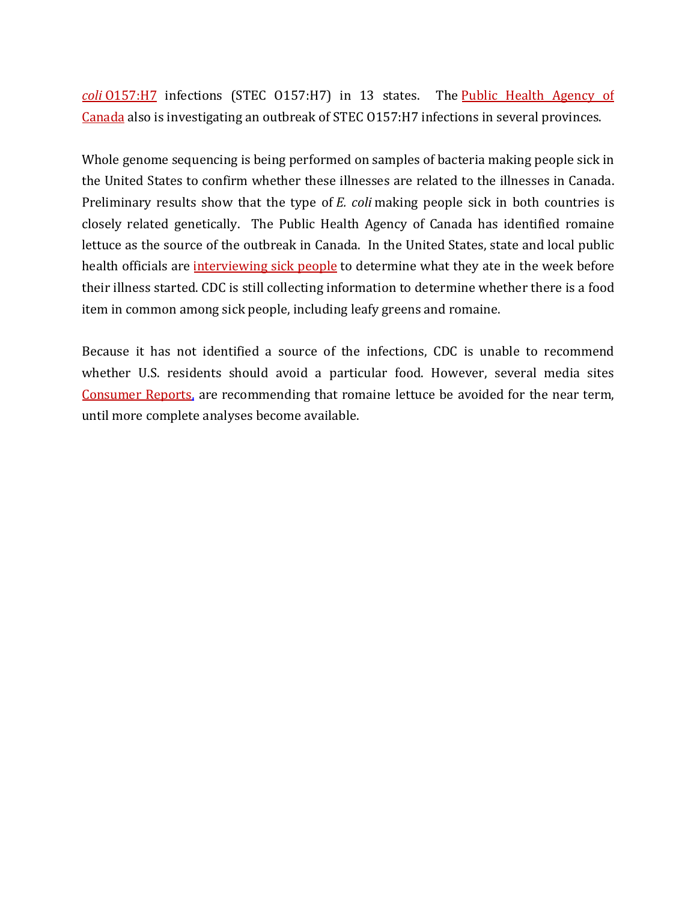*coli* O157:H7 infections (STEC O157:H7) in 13 states. The Public Health Agency of Canada also is investigating an outbreak of STEC O157:H7 infections in several provinces.

Whole genome sequencing is being performed on samples of bacteria making people sick in the United States to confirm whether these illnesses are related to the illnesses in Canada. Preliminary results show that the type of *E. coli* making people sick in both countries is closely related genetically. The Public Health Agency of Canada has identified romaine lettuce as the source of the outbreak in Canada. In the United States, state and local public health officials are interviewing sick people to determine what they ate in the week before their illness started. CDC is still collecting information to determine whether there is a food item in common among sick people, including leafy greens and romaine.

Because it has not identified a source of the infections, CDC is unable to recommend whether U.S. residents should avoid a particular food. However, several media sites Consumer Reports, are recommending that romaine lettuce be avoided for the near term, until more complete analyses become available.